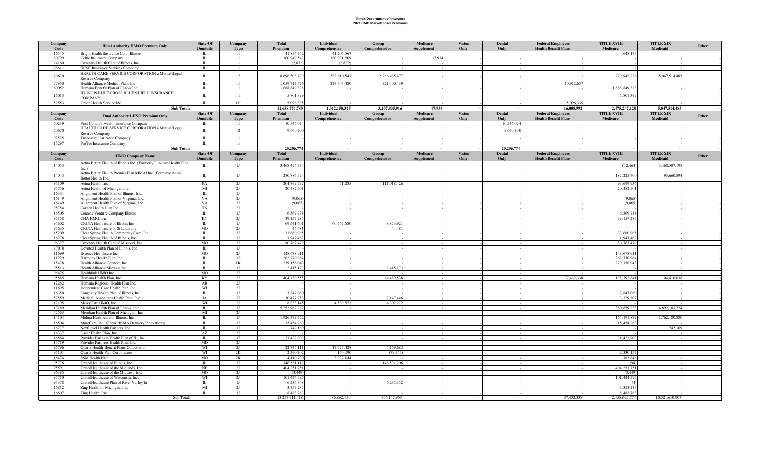**Illinois Department of Insurance**
**2021 HMO Market Share Premiums**

| Company Code | Dual Authority HMO Premium Only | State Of Domicile | Company Type | Total Premium | Individual Comprehensive | Group Comprehensive | Medicare Supplement | Vision Only | Dental Only | Federal Employees Health Benefit Plans | TITLE XVIII Medicare | TITLE XIX Medicaid | Other |
|---|---|---|---|---|---|---|---|---|---|---|---|---|---|
| 16545 | Bright Health Insurance Co of Illinois | IL | 11 | 41,854,742 | 41,206,567 | - | - | - | - | - | 648,175 | - | - |
| 80799 | Celtic Insurance Company | IL | 11 | 160,949,543 | 160,931,609 | - | 17,934 | - | - | - | - | - | - |
| 74160 | Coventry Health Care of Illinois, Inc. | IL | 11 | (2,872) | (2,872) | - | - | - | - | - | - | - | - |
| 78611 | HCSC Insurance Services Company | IL | 11 | - | - | - | - | - | - | - | - | - | - |
| 70670 | HEALTH CARE SERVICE CORPORATION a Mutual Legal Reserve Company | IL | 12 | 8,696,508,729 | 582,610,541 | 2,286,435,477 | - | - | - | - | 779,948,226 | 5,047,514,485 | - |
| 77950 | Health Alliance Medical Plans Inc | IL | 11 | 1,059,717,576 | 227,404,480 | 821,400,439 | - | - | - | 10,912,657 | - | - | - |
| 60052 | Humana Benefit Plan of Illinois Inc | IL | 11 | 1,688,849,328 | - | - | - | - | - | - | 1,688,849,328 | - | - |
| 16013 | ILLINOIS BLUE CROSS BLUE SHIELD INSURANCE COMPANY | IL | 11 | 5,801,399 | - | - | - | - | - | - | 5,801,399 | - | - |
| 52553 | Union Health Service Inc | IL | 1U | 5,096,335 | - | - | - | - | - | 5,096,335 | - | - | - |
| | **Sub Total:** | | | **11,658,774,780** | **1,012,150,325** | **3,107,835,916** | **17,934** | **-** | **-** | **16,008,992** | **2,475,247,128** | **5,047,514,485** | **-** |

| Company Code | Dual Authority LHSO Premium Only | State Of Domicile | Company Type | Total Premium | Individual Comprehensive | Group Comprehensive | Medicare Supplement | Vision Only | Dental Only | Federal Employees Health Benefit Plans | TITLE XVIII Medicare | TITLE XIX Medicaid | Other |
|---|---|---|---|---|---|---|---|---|---|---|---|---|---|
| 60239 | First Commonwealth Insurance Company | IL | 11 | 10,546,074 | - | - | - | - | 10,546,074 | - | - | - | - |
| 70670 | HEALTH CARE SERVICE CORPORATION a Mutual Legal Reserve Company | IL | 12 | 9,660,700 | - | - | - | - | 9,660,700 | - | - | - | - |
| 92525 | TruAssure Insurance Company | IL | 11 | - | - | - | - | - | - | - | - | - | - |
| 15297 | ProTec Insurance Company | IL | 11 | - | - | - | - | - | - | - | - | - | - |
| | **Sub Total:** | | | **20,206,774** | **-** | **-** | **-** | **-** | **20,206,774** | **-** | **-** | **-** | **-** |

| Company Code | HMO Company Name | State Of Domicile | Company Type | Total Premium | Individual Comprehensive | Group Comprehensive | Medicare Supplement | Vision Only | Dental Only | Federal Employees Health Benefit Plans | TITLE XVIII Medicare | TITLE XIX Medicaid | Other |
|---|---|---|---|---|---|---|---|---|---|---|---|---|---|
| 14053 | Aetna Better Health of Illinois Inc. (Formerly Illinicare Health Plan, Inc.) | IL | 1J | 3,468,494,734 | - | - | - | - | - | - | (12,464) | 3,468,507,198 | - |
| 14043 | Aetna Better Health Premier Plan MMAI Inc. (Formerly Aetna Better Health Inc.) | IL | 1J | 280,886,594 | - | - | - | - | - | - | 187,225,700 | 93,660,894 | - |
| 95109 | Aetna Health Inc | PA | 2J | 204,769,597 | 51,235 | 111,018,426 | - | - | - | - | 93,699,936 | - | - |
| 95756 | Aetna Health of Michigan Inc. | MI | 2J | 20,482,501 | - | - | - | - | - | - | 20,482,501 | - | - |
| 16331 | Alignment Health Plan of Illinois, Inc. | IL | 1J | - | - | - | - | - | - | - | - | - | - |
| 16149 | Alignment Health Plan of Virginia, Inc. | VA | 2J | (9,065) | - | - | - | - | - | - | (9,065) | - | - |
| 16149 | Alignment Health Plan of Virginia, Inc. | VA | 2J | (9,065) | - | - | - | - | - | - | (9,065) | - | - |
| 95754 | Cariten Health Plan Inc. | TN | 2J | - | - | - | - | - | - | - | - | - | - |
| 16505 | Centene Venture Company Illinois | IL | 1J | 6,569,738 | - | - | - | - | - | - | 6,569,738 | - | - |
| 95158 | CHA HMO, Inc. | KY | 2J | 39,157,285 | - | - | - | - | - | - | 39,157,285 | - | - |
| 95602 | CIGNA Healthcare of Illinois Inc | IL | 1J | 69,541,601 | 60,667,680 | 8,873,921 | - | - | - | - | - | - | - |
| 95635 | CIGNA Healthcare of St Louis Inc | MO | 2J | 44,481 | - | 44,481 | - | - | - | - | - | - | - |
| 15209 | Clear Spring Health Community Care, Inc. | IL | 1J | 33,660,965 | - | - | - | - | - | - | 33,660,965 | - | - |
| 16278 | Clear Spring Health of Illinois, Inc. | IL | 1J | 1,947,462 | - | - | - | - | - | - | 1,947,462 | - | - |
| 96377 | Coventry Health Care of Missouri, Inc. | MO | 2J | 80,767,479 | - | - | - | - | - | - | 80,767,479 | - | - |
| 17010 | Devoted Health Plan of Illinois, Inc | IL | 1J | - | - | - | - | - | - | - | - | - | - |
| 11699 | Essence Healthcare Inc | MO | 2J | 148,678,911 | - | - | - | - | - | - | 148,678,911 | - | - |
| 11229 | Harmony Health Plan, Inc. | IL | 1J | 262,770,964 | - | - | - | - | - | - | 262,770,964 | - | - |
| 15478 | Health Alliance Connect, Inc. | IL | 1K | 279,156,043 | - | - | - | - | - | - | 279,156,043 | - | - |
| 95513 | Health Alliance Midwest Inc | IL | 1J | 2,415,173 | - | 2,415,173 | - | - | - | - | - | - | - |
| 96475 | Healthlink HMO Inc | MO | 2J | - | - | - | - | - | - | - | - | - | - |
| 95885 | Humana Health Plan, Inc. | KY | 2J | 404,730,555 | - | 64,489,538 | - | - | - | 37,432,338 | 198,392,641 | 104,416,038 | - |
| 12282 | Humana Regional Health Plan Inc. | AR | 2J | - | - | - | - | - | - | - | - | - | - |
| 11695 | Independent Care Health Plan, Inc. | WI | 2J | - | - | - | - | - | - | - | - | - | - |
| 16350 | Longevity Health Plan of Illinois, Inc. | IL | 1J | 7,847,060 | - | - | - | - | - | - | 7,847,060 | - | - |
| 52559 | Medical Associates Health Plan, Inc. | IA | 2J | 10,477,253 | - | 7,147,446 | - | - | - | - | 3,329,807 | - | - |
| 12195 | MercyCare HMO, Inc. | WI | 2J | 8,833,145 | 4,530,873 | 4,302,272 | - | - | - | - | - | - | - |
| 13189 | Meridian Health Plan of Illinois, Inc. | IL | 1J | 5,252,962,962 | - | - | - | - | - | - | 360,859,238 | 4,892,103,724 | - |
| 52563 | Meridian Health Plan of Michigan, Inc. | MI | 2J | - | - | - | - | - | - | - | - | - | - |
| 14104 | Molina Healthcare of Illinois, Inc. | IL | 1J | 1,926,372,752 | - | - | - | - | - | - | 164,191,872 | 1,762,180,880 | - |
| 16504 | MoreCare, Inc. (Formerly MA Delivery Innovations) | IL | 1J | 15,454,263 | - | - | - | - | - | - | 15,454,263 | - | - |
| 16277 | NextLevel Health Partners, Inc. | IL | 1J | 742,169 | - | - | - | - | - | - | - | 742,169 | - |
| 16337 | Oscar Health Plan, Inc. | AZ | 2J | - | - | - | - | - | - | - | - | - | - |
| 16564 | Provider Partners Health Plan of IL, Inc | IL | 1J | 31,422,903 | - | - | - | - | - | - | 31,422,903 | - | - |
| 15719 | Provider Partners Health Plan, Inc. | MD | 2J | - | - | - | - | - | - | - | - | - | - |
| 95796 | Quartz Health Benefit Plans Corporation | WI | 2J | 22,745,111 | 17,575,428 | 5,169,683 | - | - | - | - | - | - | - |
| 95101 | Quartz Health Plan Corporation | WI | 2K | 2,390,702 | 140,090 | (79,545) | - | - | - | - | 2,330,157 | - | - |
| 16474 | SSM Health Plan | MO | 2K | 4,110,790 | 3,927,144 | - | - | - | - | - | 183,646 | - | - |
| 95776 | UnitedHealthcare of Illinois, Inc. | IL | 1J | 146,531,112 | - | 146,531,206 | - | - | - | - | (94) | - | - |
| 95591 | UnitedHealthcare of the Midlands, Inc. | NE | 2J | 404,251,751 | - | - | - | - | - | - | 404,251,751 | - | - |
| 96385 | UnitedHealthcare of the Midwest, Inc. | MO | 2J | (3,449) | - | - | - | - | - | - | (3,449) | - | - |
| 95710 | UnitedHealthcare of Wisconsin, Inc. | WI | 2J | 101,444,595 | - | - | - | - | - | - | 101,444,595 | - | - |
| 95378 | UnitedHealthcare Plan of River Valley In | IL | 1J | 6,235,348 | - | 6,235,352 | - | - | - | - | (4) | - | - |
| 16812 | Zing Health of Michigan, Inc. | MI | 2J | 3,353,235 | - | - | - | - | - | - | 3,353,235 | - | - |
| 16607 | Zing Health, Inc. | IL | 1J | 8,483,763 | - | - | - | - | - | - | 8,483,763 | - | - |
| | Sub Total: | | | 13,257,711,418 | 86,892,450 | 356,147,953 | - | - | - | 37,432,338 | 2,455,627,774 | 10,321,610,903 | - |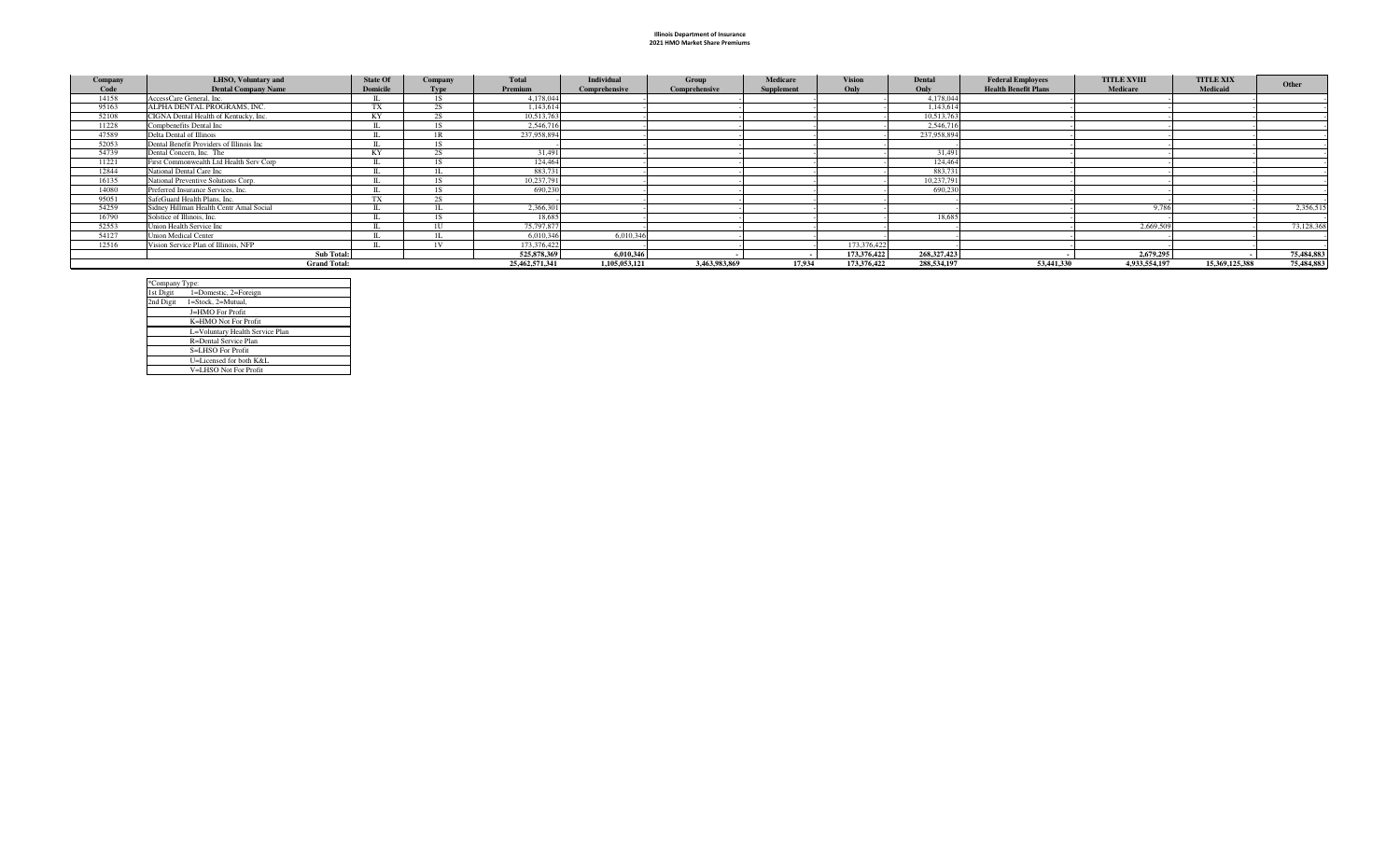# Illinois Department of Insurance
## 2021 HMO Market Share Premiums

| Company Code | LHSO, Voluntary and Dental Company Name | State Of Domicile | Company Type | Total Premium | Individual Comprehensive | Group Comprehensive | Medicare Supplement | Vision Only | Dental Only | Federal Employees Health Benefit Plans | TITLE XVIII Medicare | TITLE XIX Medicaid | Other |
|---|---|---|---|---|---|---|---|---|---|---|---|---|---|
| 14158 | AccessCare General, Inc. | IL | 1S | 4,178,044 | - | - | - | - | 4,178,044 | - | - | - | - |
| 95163 | ALPHA DENTAL PROGRAMS, INC. | TX | 2S | 1,143,614 | - | - | - | - | 1,143,614 | - | - | - | - |
| 52108 | CIGNA Dental Health of Kentucky, Inc. | KY | 2S | 10,513,763 | - | - | - | - | 10,513,763 | - | - | - | - |
| 11228 | Compbenefits Dental Inc | IL | 1S | 2,546,716 | - | - | - | - | 2,546,716 | - | - | - | - |
| 47589 | Delta Dental of Illinois | IL | 1R | 237,958,894 | - | - | - | - | 237,958,894 | - | - | - | - |
| 52053 | Dental Benefit Providers of Illinois Inc | IL | 1S | - | - | - | - | - | - | - | - | - | - |
| 54739 | Dental Concern, Inc. The | KY | 2S | 31,491 | - | - | - | - | 31,491 | - | - | - | - |
| 11221 | First Commonwealth Ltd Health Serv Corp | IL | 1S | 124,464 | - | - | - | - | 124,464 | - | - | - | - |
| 12844 | National Dental Care Inc | IL | 1L | 883,731 | - | - | - | - | 883,731 | - | - | - | - |
| 16135 | National Preventive Solutions Corp. | IL | 1S | 10,237,791 | - | - | - | - | 10,237,791 | - | - | - | - |
| 14080 | Preferred Insurance Services, Inc. | IL | 1S | 690,230 | - | - | - | - | 690,230 | - | - | - | - |
| 95051 | SafeGuard Health Plans, Inc. | TX | 2S | - | - | - | - | - | - | - | - | - | - |
| 54259 | Sidney Hillman Health Centr Amal Social | IL | 1L | 2,366,301 | - | - | - | - | - | - | 9,786 | - | 2,356,515 |
| 16790 | Solstice of Illinois, Inc. | IL | 1S | 18,685 | - | - | - | - | 18,685 | - | - | - | - |
| 52553 | Union Health Service Inc | IL | 1U | 75,797,877 | - | - | - | - | - | - | 2,669,509 | - | 73,128,368 |
| 54127 | Union Medical Center | IL | 1L | 6,010,346 | 6,010,346 | - | - | - | - | - | - | - | - |
| 12516 | Vision Service Plan of Illinois, NFP | IL | 1V | 173,376,422 | - | - | - | 173,376,422 | - | - | - | - | - |
| | Sub Total: | | | 525,878,369 | 6,010,346 | - | - | 173,376,422 | 268,327,423 | - | 2,679,295 | - | 75,484,883 |
| | Grand Total: | | | 25,462,571,341 | 1,105,053,121 | 3,463,983,869 | 17,934 | 173,376,422 | 288,534,197 | 53,441,330 | 4,933,554,197 | 15,369,125,388 | 75,484,883 |

| *Company Type: | |
|---|---|
| 1st Digit | 1=Domestic, 2=Foreign |
| 2nd Digit | 1=Stock, 2=Mutual, |
| | J=HMO For Profit |
| | K=HMO Not For Profit |
| | L=Voluntary Health Service Plan |
| | R=Dental Service Plan |
| | S=LHSO For Profit |
| | U=Licensed for both K&L |
| | V=LHSO Not For Profit |